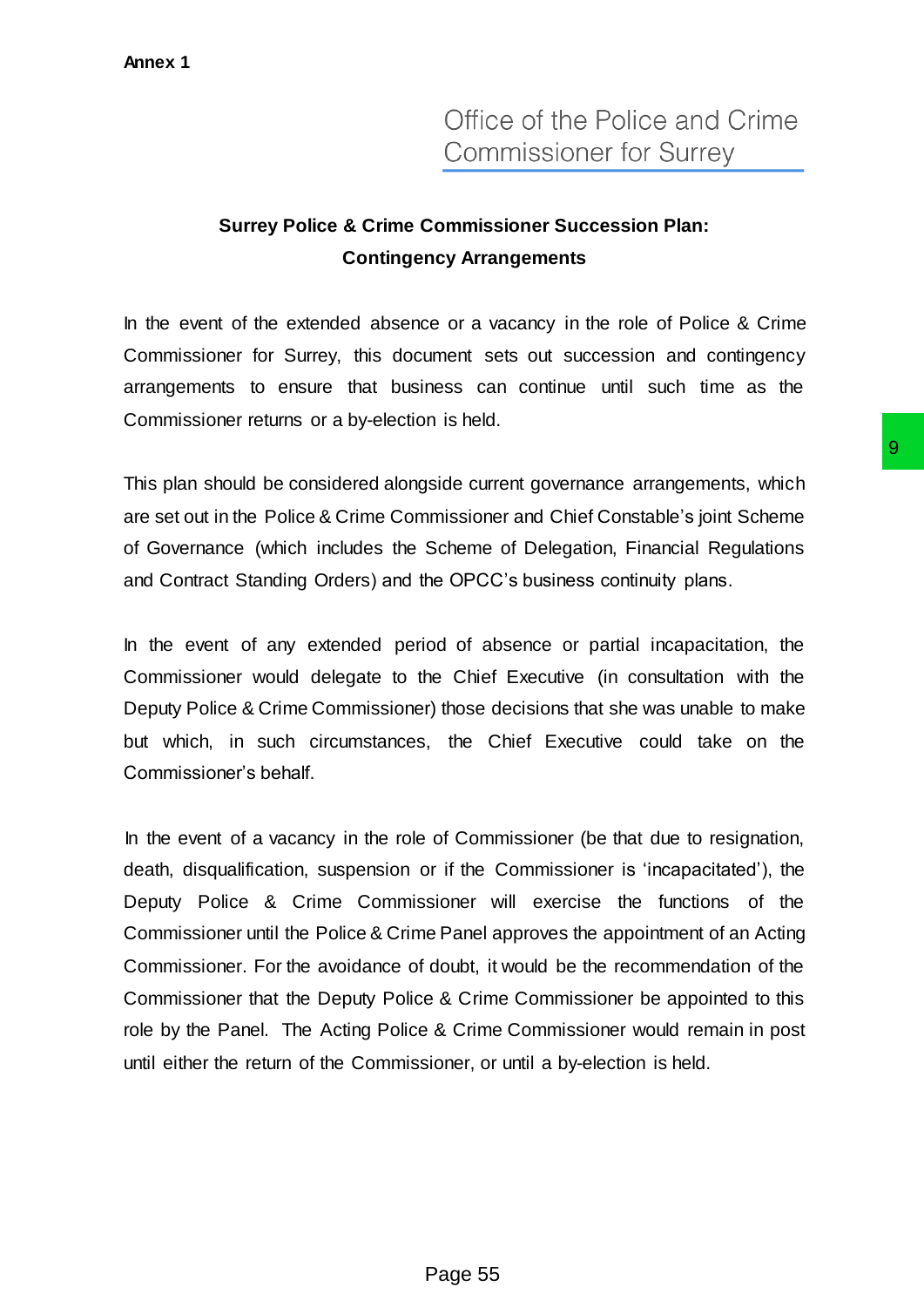**Annex 1**

Office of the Police and Crime Commissioner for Surrey

## Surrey Police & Crime Commissioner Succession Plan: Contingency Arrangements

In the event of the extended absence or a vacancy in the role of Police & Crime Commissioner for Surrey, this document sets out succession and contingency arrangements to ensure that business can continue until such time as the Commissioner returns or a by-election is held.

This plan should be considered alongside current governance arrangements, which are set out in the Police & Crime Commissioner and Chief Constable's joint Scheme of Governance (which includes the Scheme of Delegation, Financial Regulations and Contract Standing Orders) and the OPCC's business continuity plans.

In the event of any extended period of absence or partial incapacitation, the Commissioner would delegate to the Chief Executive (in consultation with the Deputy Police & Crime Commissioner) those decisions that she was unable to make but which, in such circumstances, the Chief Executive could take on the Commissioner's behalf.

In the event of a vacancy in the role of Commissioner (be that due to resignation, death, disqualification, suspension or if the Commissioner is 'incapacitated'), the Deputy Police & Crime Commissioner will exercise the functions of the Commissioner until the Police & Crime Panel approves the appointment of an Acting Commissioner. For the avoidance of doubt, it would be the recommendation of the Commissioner that the Deputy Police & Crime Commissioner be appointed to this role by the Panel. The Acting Police & Crime Commissioner would remain in post until either the return of the Commissioner, or until a by-election is held.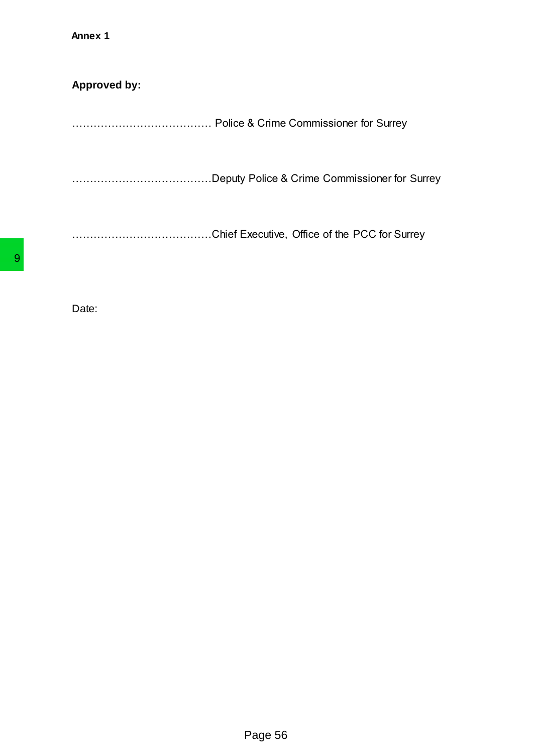Annex 1

**Approved by:**

………………………………… Police & Crime Commissioner for Surrey

…………………………………Deputy Police & Crime Commissioner for Surrey

…………………………………Chief Executive, Office of the PCC for Surrey

Date: